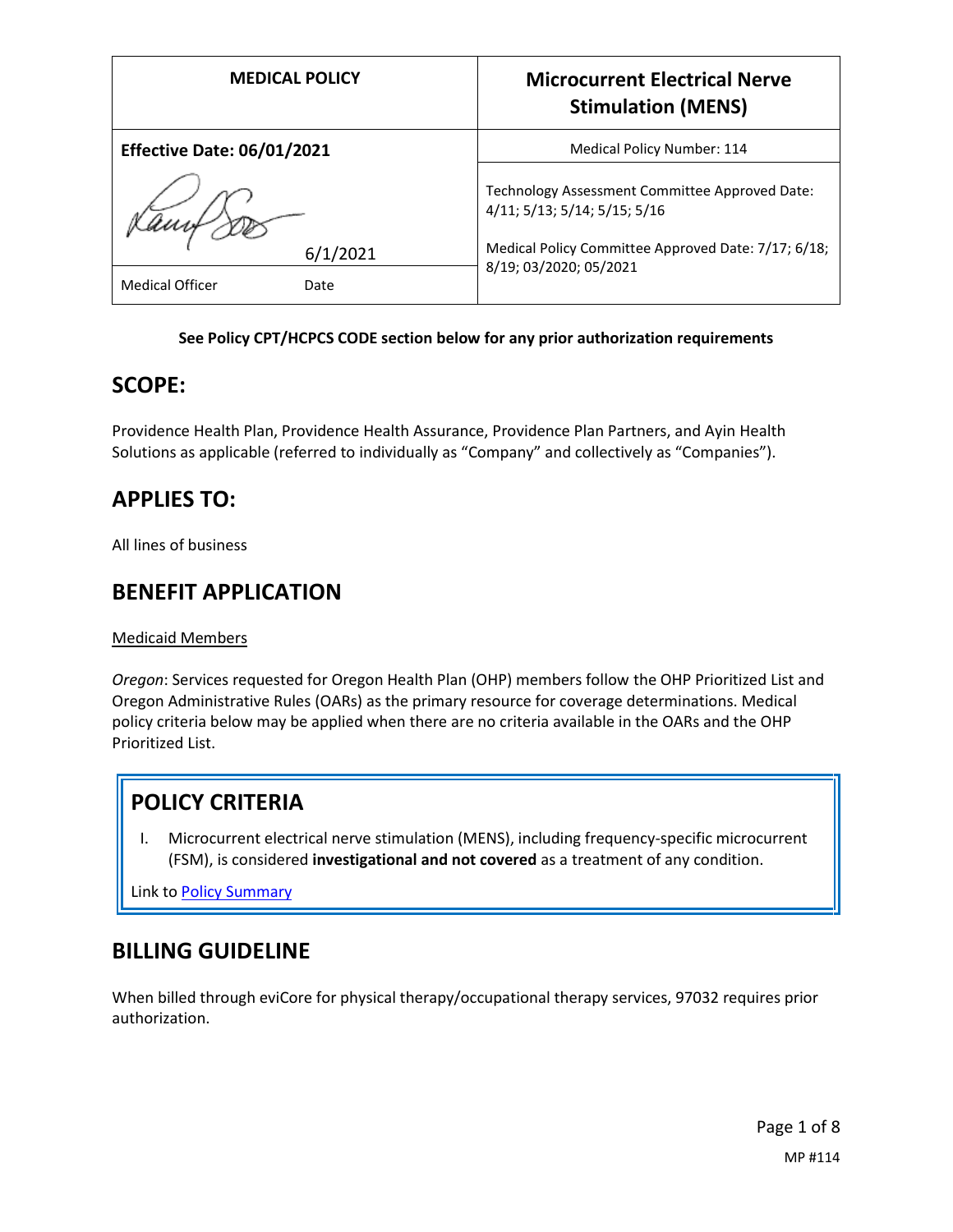| MEDICAL POLICY | Microcurrent Electrical Nerve Stimulation (MENS) |
|---|---|
| **Effective Date: 06/01/2021** | Medical Policy Number: 114 |
| 6/1/2021 | Technology Assessment Committee Approved Date: 4/11; 5/13; 5/14; 5/15; 5/16 |
| Medical Officer Date | Medical Policy Committee Approved Date: 7/17; 6/18; 8/19; 03/2020; 05/2021 |

**See Policy CPT/HCPCS CODE section below for any prior authorization requirements**

## SCOPE:

Providence Health Plan, Providence Health Assurance, Providence Plan Partners, and Ayin Health Solutions as applicable (referred to individually as "Company" and collectively as "Companies").

## APPLIES TO:

All lines of business

## BENEFIT APPLICATION

Medicaid Members

*Oregon*: Services requested for Oregon Health Plan (OHP) members follow the OHP Prioritized List and Oregon Administrative Rules (OARs) as the primary resource for coverage determinations. Medical policy criteria below may be applied when there are no criteria available in the OARs and the OHP Prioritized List.

## POLICY CRITERIA

I. Microcurrent electrical nerve stimulation (MENS), including frequency-specific microcurrent (FSM), is considered **investigational and not covered** as a treatment of any condition.

Link to Policy Summary

## BILLING GUIDELINE

When billed through eviCore for physical therapy/occupational therapy services, 97032 requires prior authorization.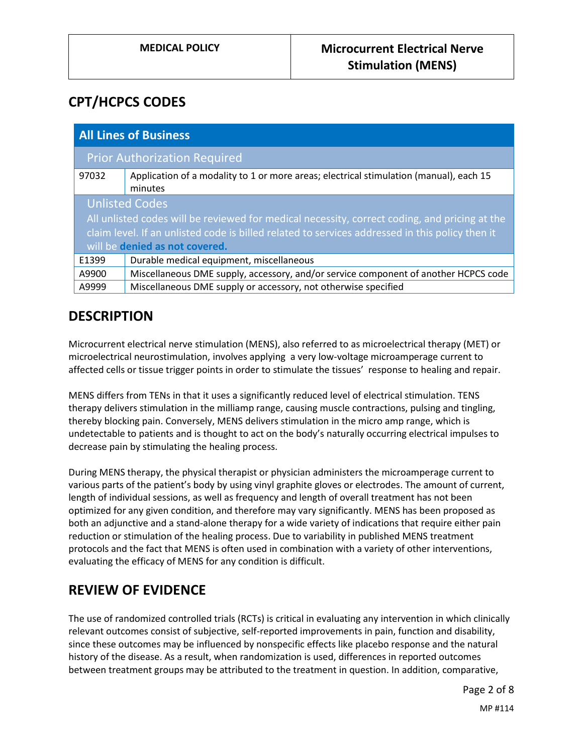## CPT/HCPCS CODES

| All Lines of Business | |
|---|---|
| **Prior Authorization Required** | |
| 97032 | Application of a modality to 1 or more areas; electrical stimulation (manual), each 15 minutes |
| **Unlisted Codes**<br>All unlisted codes will be reviewed for medical necessity, correct coding, and pricing at the claim level. If an unlisted code is billed related to services addressed in this policy then it will be **denied as not covered.** | |
| E1399 | Durable medical equipment, miscellaneous |
| A9900 | Miscellaneous DME supply, accessory, and/or service component of another HCPCS code |
| A9999 | Miscellaneous DME supply or accessory, not otherwise specified |

## DESCRIPTION

Microcurrent electrical nerve stimulation (MENS), also referred to as microelectrical therapy (MET) or microelectrical neurostimulation, involves applying a very low-voltage microamperage current to affected cells or tissue trigger points in order to stimulate the tissues' response to healing and repair.

MENS differs from TENs in that it uses a significantly reduced level of electrical stimulation. TENS therapy delivers stimulation in the milliamp range, causing muscle contractions, pulsing and tingling, thereby blocking pain. Conversely, MENS delivers stimulation in the micro amp range, which is undetectable to patients and is thought to act on the body's naturally occurring electrical impulses to decrease pain by stimulating the healing process.

During MENS therapy, the physical therapist or physician administers the microamperage current to various parts of the patient's body by using vinyl graphite gloves or electrodes. The amount of current, length of individual sessions, as well as frequency and length of overall treatment has not been optimized for any given condition, and therefore may vary significantly. MENS has been proposed as both an adjunctive and a stand-alone therapy for a wide variety of indications that require either pain reduction or stimulation of the healing process. Due to variability in published MENS treatment protocols and the fact that MENS is often used in combination with a variety of other interventions, evaluating the efficacy of MENS for any condition is difficult.

## REVIEW OF EVIDENCE

The use of randomized controlled trials (RCTs) is critical in evaluating any intervention in which clinically relevant outcomes consist of subjective, self-reported improvements in pain, function and disability, since these outcomes may be influenced by nonspecific effects like placebo response and the natural history of the disease. As a result, when randomization is used, differences in reported outcomes between treatment groups may be attributed to the treatment in question. In addition, comparative,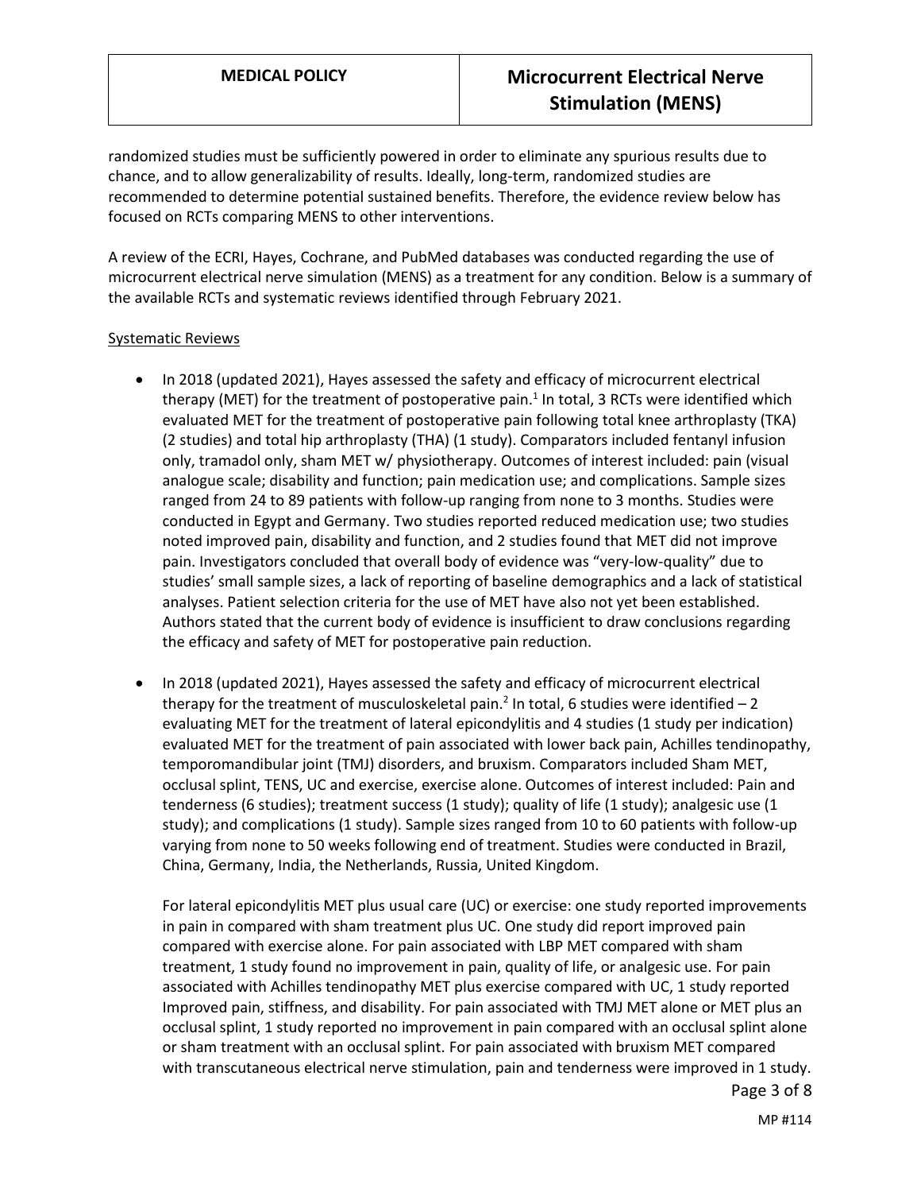randomized studies must be sufficiently powered in order to eliminate any spurious results due to chance, and to allow generalizability of results. Ideally, long-term, randomized studies are recommended to determine potential sustained benefits. Therefore, the evidence review below has focused on RCTs comparing MENS to other interventions.

A review of the ECRI, Hayes, Cochrane, and PubMed databases was conducted regarding the use of microcurrent electrical nerve simulation (MENS) as a treatment for any condition. Below is a summary of the available RCTs and systematic reviews identified through February 2021.

<u>Systematic Reviews</u>

- In 2018 (updated 2021), Hayes assessed the safety and efficacy of microcurrent electrical therapy (MET) for the treatment of postoperative pain.[1] In total, 3 RCTs were identified which evaluated MET for the treatment of postoperative pain following total knee arthroplasty (TKA) (2 studies) and total hip arthroplasty (THA) (1 study). Comparators included fentanyl infusion only, tramadol only, sham MET w/ physiotherapy. Outcomes of interest included: pain (visual analogue scale; disability and function; pain medication use; and complications. Sample sizes ranged from 24 to 89 patients with follow-up ranging from none to 3 months. Studies were conducted in Egypt and Germany. Two studies reported reduced medication use; two studies noted improved pain, disability and function, and 2 studies found that MET did not improve pain. Investigators concluded that overall body of evidence was "very-low-quality" due to studies' small sample sizes, a lack of reporting of baseline demographics and a lack of statistical analyses. Patient selection criteria for the use of MET have also not yet been established. Authors stated that the current body of evidence is insufficient to draw conclusions regarding the efficacy and safety of MET for postoperative pain reduction.

- In 2018 (updated 2021), Hayes assessed the safety and efficacy of microcurrent electrical therapy for the treatment of musculoskeletal pain.[2] In total, 6 studies were identified – 2 evaluating MET for the treatment of lateral epicondylitis and 4 studies (1 study per indication) evaluated MET for the treatment of pain associated with lower back pain, Achilles tendinopathy, temporomandibular joint (TMJ) disorders, and bruxism. Comparators included Sham MET, occlusal splint, TENS, UC and exercise, exercise alone. Outcomes of interest included: Pain and tenderness (6 studies); treatment success (1 study); quality of life (1 study); analgesic use (1 study); and complications (1 study). Sample sizes ranged from 10 to 60 patients with follow-up varying from none to 50 weeks following end of treatment. Studies were conducted in Brazil, China, Germany, India, the Netherlands, Russia, United Kingdom.

  For lateral epicondylitis MET plus usual care (UC) or exercise: one study reported improvements in pain in compared with sham treatment plus UC. One study did report improved pain compared with exercise alone. For pain associated with LBP MET compared with sham treatment, 1 study found no improvement in pain, quality of life, or analgesic use. For pain associated with Achilles tendinopathy MET plus exercise compared with UC, 1 study reported Improved pain, stiffness, and disability. For pain associated with TMJ MET alone or MET plus an occlusal splint, 1 study reported no improvement in pain compared with an occlusal splint alone or sham treatment with an occlusal splint. For pain associated with bruxism MET compared with transcutaneous electrical nerve stimulation, pain and tenderness were improved in 1 study.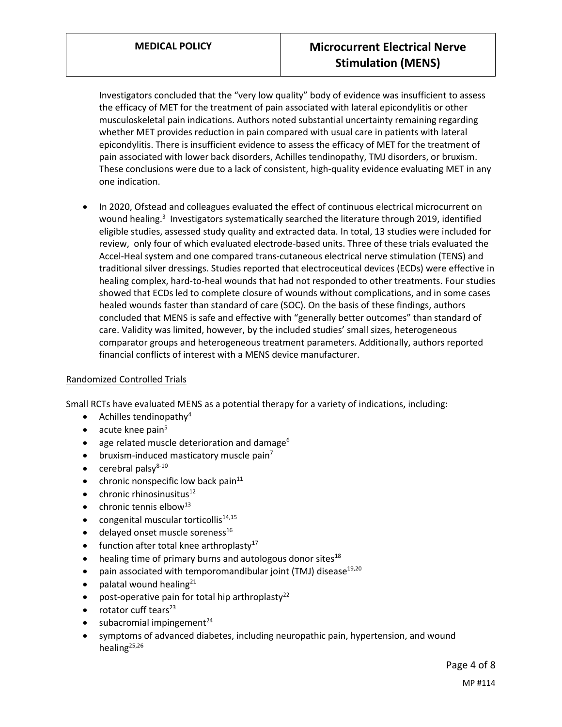Investigators concluded that the "very low quality" body of evidence was insufficient to assess the efficacy of MET for the treatment of pain associated with lateral epicondylitis or other musculoskeletal pain indications. Authors noted substantial uncertainty remaining regarding whether MET provides reduction in pain compared with usual care in patients with lateral epicondylitis. There is insufficient evidence to assess the efficacy of MET for the treatment of pain associated with lower back disorders, Achilles tendinopathy, TMJ disorders, or bruxism. These conclusions were due to a lack of consistent, high-quality evidence evaluating MET in any one indication.

- In 2020, Ofstead and colleagues evaluated the effect of continuous electrical microcurrent on wound healing.[3] Investigators systematically searched the literature through 2019, identified eligible studies, assessed study quality and extracted data. In total, 13 studies were included for review, only four of which evaluated electrode-based units. Three of these trials evaluated the Accel-Heal system and one compared trans-cutaneous electrical nerve stimulation (TENS) and traditional silver dressings. Studies reported that electroceutical devices (ECDs) were effective in healing complex, hard-to-heal wounds that had not responded to other treatments. Four studies showed that ECDs led to complete closure of wounds without complications, and in some cases healed wounds faster than standard of care (SOC). On the basis of these findings, authors concluded that MENS is safe and effective with "generally better outcomes" than standard of care. Validity was limited, however, by the included studies' small sizes, heterogeneous comparator groups and heterogeneous treatment parameters. Additionally, authors reported financial conflicts of interest with a MENS device manufacturer.

Randomized Controlled Trials

Small RCTs have evaluated MENS as a potential therapy for a variety of indications, including:

- Achilles tendinopathy[4]
- acute knee pain[5]
- age related muscle deterioration and damage[6]
- bruxism-induced masticatory muscle pain[7]
- cerebral palsy[8-10]
- chronic nonspecific low back pain[11]
- chronic rhinosinusitus[12]
- chronic tennis elbow[13]
- congenital muscular torticollis[14,15]
- delayed onset muscle soreness[16]
- function after total knee arthroplasty[17]
- healing time of primary burns and autologous donor sites[18]
- pain associated with temporomandibular joint (TMJ) disease[19,20]
- palatal wound healing[21]
- post-operative pain for total hip arthroplasty[22]
- rotator cuff tears[23]
- subacromial impingement[24]
- symptoms of advanced diabetes, including neuropathic pain, hypertension, and wound healing[25,26]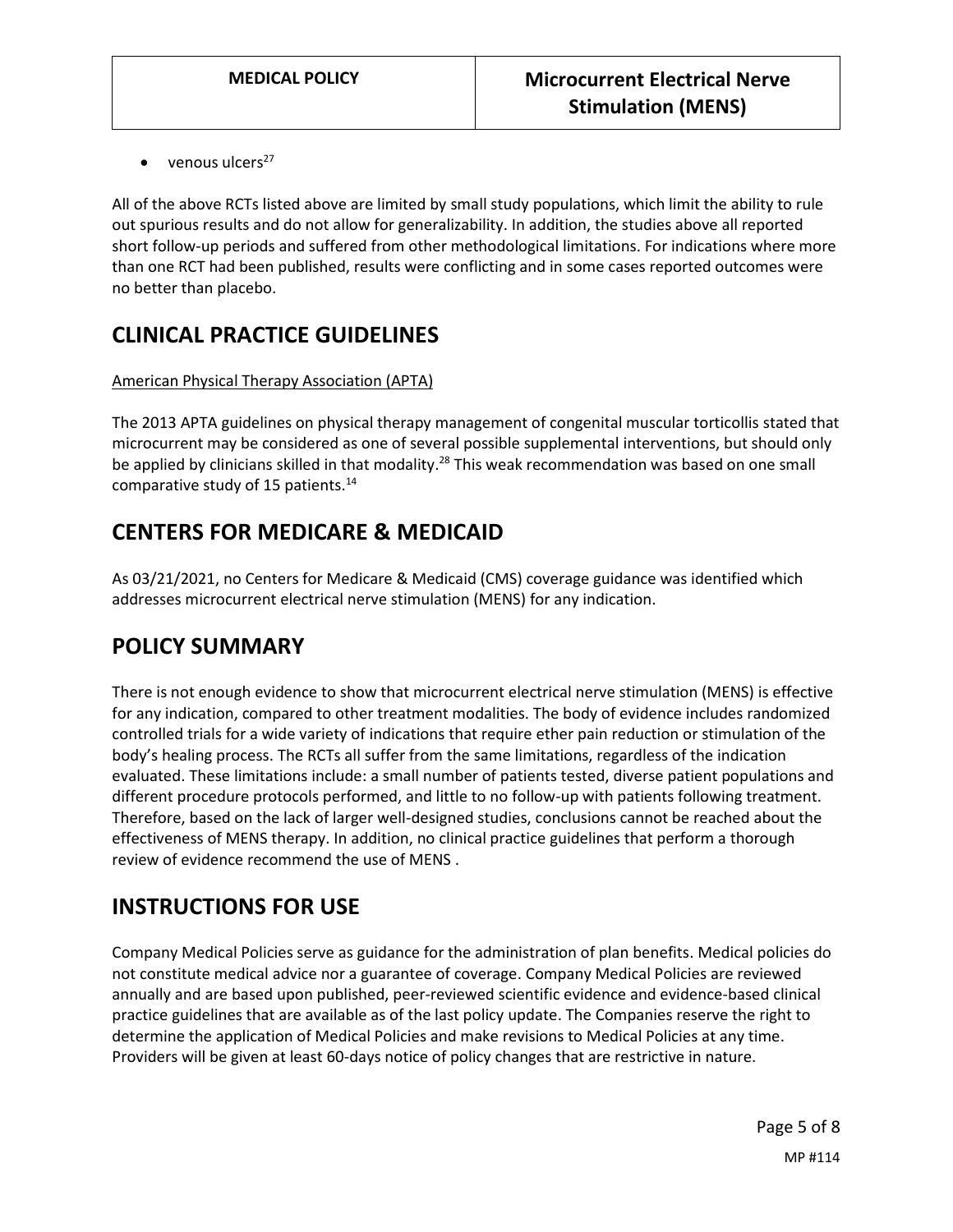- venous ulcers[27]

All of the above RCTs listed above are limited by small study populations, which limit the ability to rule out spurious results and do not allow for generalizability. In addition, the studies above all reported short follow-up periods and suffered from other methodological limitations. For indications where more than one RCT had been published, results were conflicting and in some cases reported outcomes were no better than placebo.

## CLINICAL PRACTICE GUIDELINES

American Physical Therapy Association (APTA)

The 2013 APTA guidelines on physical therapy management of congenital muscular torticollis stated that microcurrent may be considered as one of several possible supplemental interventions, but should only be applied by clinicians skilled in that modality.[28] This weak recommendation was based on one small comparative study of 15 patients.[14]

## CENTERS FOR MEDICARE & MEDICAID

As 03/21/2021, no Centers for Medicare & Medicaid (CMS) coverage guidance was identified which addresses microcurrent electrical nerve stimulation (MENS) for any indication.

## POLICY SUMMARY

There is not enough evidence to show that microcurrent electrical nerve stimulation (MENS) is effective for any indication, compared to other treatment modalities. The body of evidence includes randomized controlled trials for a wide variety of indications that require ether pain reduction or stimulation of the body's healing process. The RCTs all suffer from the same limitations, regardless of the indication evaluated. These limitations include: a small number of patients tested, diverse patient populations and different procedure protocols performed, and little to no follow-up with patients following treatment. Therefore, based on the lack of larger well-designed studies, conclusions cannot be reached about the effectiveness of MENS therapy. In addition, no clinical practice guidelines that perform a thorough review of evidence recommend the use of MENS .

## INSTRUCTIONS FOR USE

Company Medical Policies serve as guidance for the administration of plan benefits. Medical policies do not constitute medical advice nor a guarantee of coverage. Company Medical Policies are reviewed annually and are based upon published, peer-reviewed scientific evidence and evidence-based clinical practice guidelines that are available as of the last policy update. The Companies reserve the right to determine the application of Medical Policies and make revisions to Medical Policies at any time. Providers will be given at least 60-days notice of policy changes that are restrictive in nature.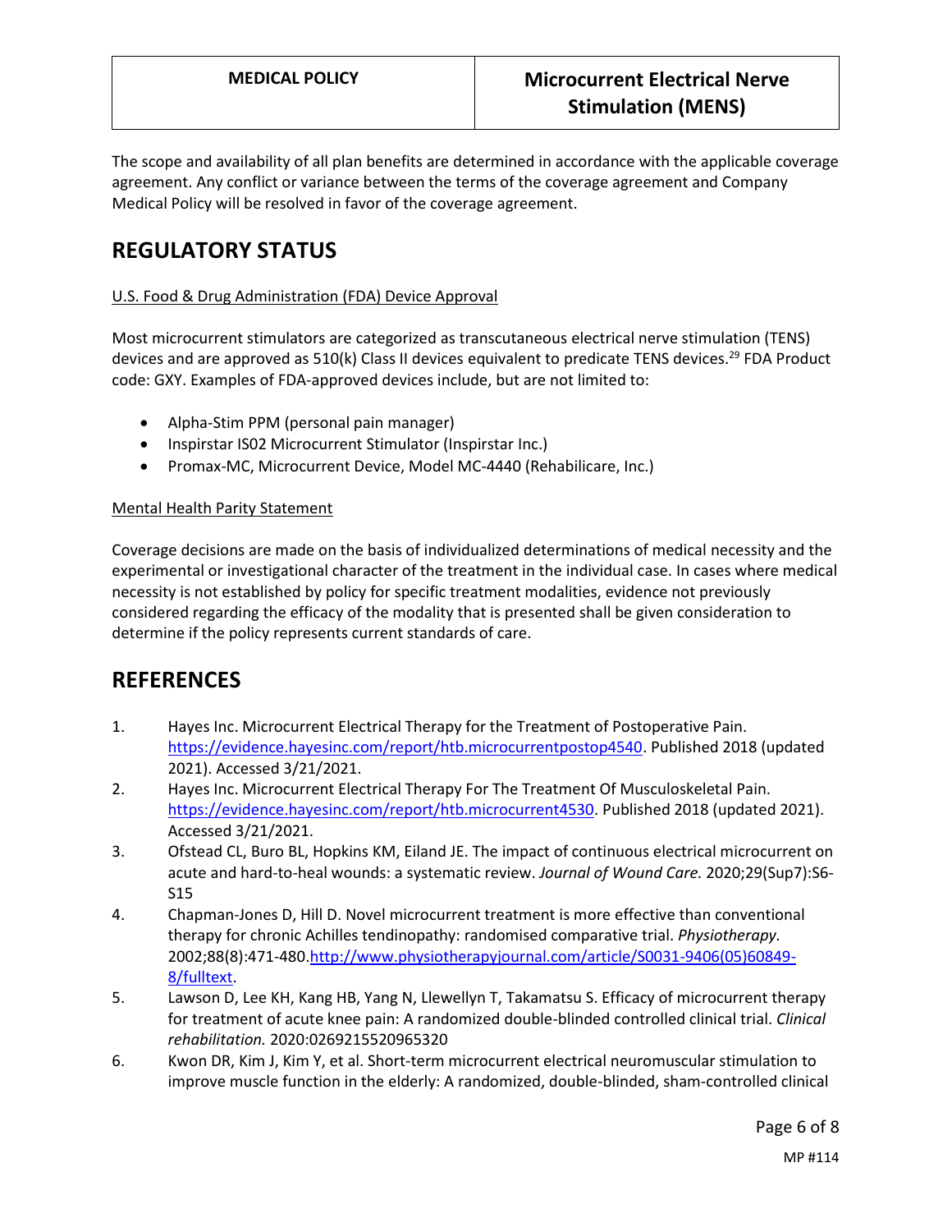The scope and availability of all plan benefits are determined in accordance with the applicable coverage agreement. Any conflict or variance between the terms of the coverage agreement and Company Medical Policy will be resolved in favor of the coverage agreement.

# REGULATORY STATUS

U.S. Food & Drug Administration (FDA) Device Approval

Most microcurrent stimulators are categorized as transcutaneous electrical nerve stimulation (TENS) devices and are approved as 510(k) Class II devices equivalent to predicate TENS devices.[29] FDA Product code: GXY. Examples of FDA-approved devices include, but are not limited to:

- Alpha-Stim PPM (personal pain manager)
- Inspirstar IS02 Microcurrent Stimulator (Inspirstar Inc.)
- Promax-MC, Microcurrent Device, Model MC-4440 (Rehabilicare, Inc.)

Mental Health Parity Statement

Coverage decisions are made on the basis of individualized determinations of medical necessity and the experimental or investigational character of the treatment in the individual case. In cases where medical necessity is not established by policy for specific treatment modalities, evidence not previously considered regarding the efficacy of the modality that is presented shall be given consideration to determine if the policy represents current standards of care.

# REFERENCES

1. Hayes Inc. Microcurrent Electrical Therapy for the Treatment of Postoperative Pain. https://evidence.hayesinc.com/report/htb.microcurrentpostop4540. Published 2018 (updated 2021). Accessed 3/21/2021.
2. Hayes Inc. Microcurrent Electrical Therapy For The Treatment Of Musculoskeletal Pain. https://evidence.hayesinc.com/report/htb.microcurrent4530. Published 2018 (updated 2021). Accessed 3/21/2021.
3. Ofstead CL, Buro BL, Hopkins KM, Eiland JE. The impact of continuous electrical microcurrent on acute and hard-to-heal wounds: a systematic review. *Journal of Wound Care.* 2020;29(Sup7):S6-S15
4. Chapman-Jones D, Hill D. Novel microcurrent treatment is more effective than conventional therapy for chronic Achilles tendinopathy: randomised comparative trial. *Physiotherapy.* 2002;88(8):471-480.http://www.physiotherapyjournal.com/article/S0031-9406(05)60849-8/fulltext.
5. Lawson D, Lee KH, Kang HB, Yang N, Llewellyn T, Takamatsu S. Efficacy of microcurrent therapy for treatment of acute knee pain: A randomized double-blinded controlled clinical trial. *Clinical rehabilitation.* 2020:0269215520965320
6. Kwon DR, Kim J, Kim Y, et al. Short-term microcurrent electrical neuromuscular stimulation to improve muscle function in the elderly: A randomized, double-blinded, sham-controlled clinical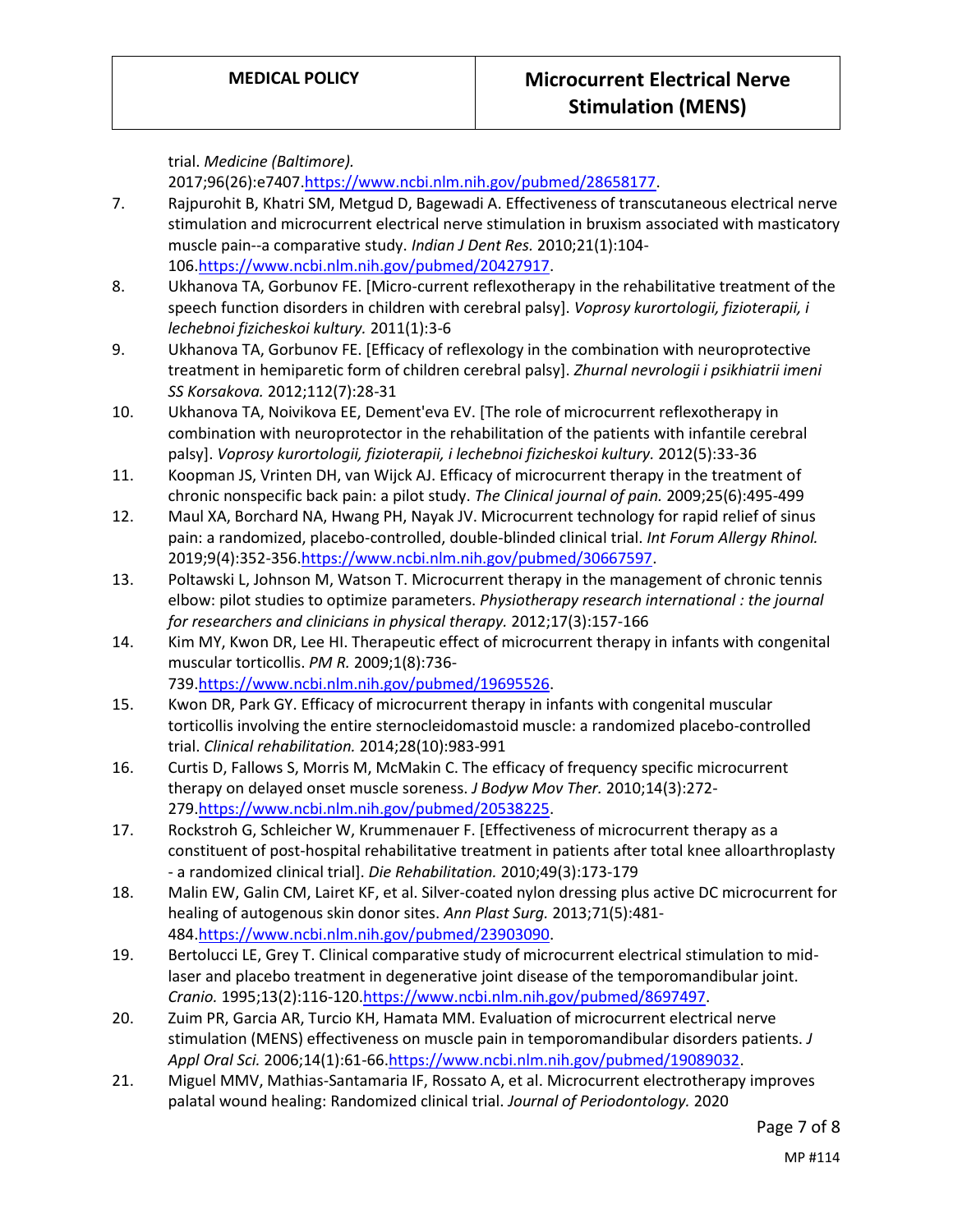trial. *Medicine (Baltimore).* 2017;96(26):e7407.https://www.ncbi.nlm.nih.gov/pubmed/28658177.

7. Rajpurohit B, Khatri SM, Metgud D, Bagewadi A. Effectiveness of transcutaneous electrical nerve stimulation and microcurrent electrical nerve stimulation in bruxism associated with masticatory muscle pain--a comparative study. *Indian J Dent Res.* 2010;21(1):104-106.https://www.ncbi.nlm.nih.gov/pubmed/20427917.
8. Ukhanova TA, Gorbunov FE. [Micro-current reflexotherapy in the rehabilitative treatment of the speech function disorders in children with cerebral palsy]. *Voprosy kurortologii, fizioterapii, i lechebnoi fizicheskoi kultury.* 2011(1):3-6
9. Ukhanova TA, Gorbunov FE. [Efficacy of reflexology in the combination with neuroprotective treatment in hemiparetic form of children cerebral palsy]. *Zhurnal nevrologii i psikhiatrii imeni SS Korsakova.* 2012;112(7):28-31
10. Ukhanova TA, Noivikova EE, Dement'eva EV. [The role of microcurrent reflexotherapy in combination with neuroprotector in the rehabilitation of the patients with infantile cerebral palsy]. *Voprosy kurortologii, fizioterapii, i lechebnoi fizicheskoi kultury.* 2012(5):33-36
11. Koopman JS, Vrinten DH, van Wijck AJ. Efficacy of microcurrent therapy in the treatment of chronic nonspecific back pain: a pilot study. *The Clinical journal of pain.* 2009;25(6):495-499
12. Maul XA, Borchard NA, Hwang PH, Nayak JV. Microcurrent technology for rapid relief of sinus pain: a randomized, placebo-controlled, double-blinded clinical trial. *Int Forum Allergy Rhinol.* 2019;9(4):352-356.https://www.ncbi.nlm.nih.gov/pubmed/30667597.
13. Poltawski L, Johnson M, Watson T. Microcurrent therapy in the management of chronic tennis elbow: pilot studies to optimize parameters. *Physiotherapy research international : the journal for researchers and clinicians in physical therapy.* 2012;17(3):157-166
14. Kim MY, Kwon DR, Lee HI. Therapeutic effect of microcurrent therapy in infants with congenital muscular torticollis. *PM R.* 2009;1(8):736-739.https://www.ncbi.nlm.nih.gov/pubmed/19695526.
15. Kwon DR, Park GY. Efficacy of microcurrent therapy in infants with congenital muscular torticollis involving the entire sternocleidomastoid muscle: a randomized placebo-controlled trial. *Clinical rehabilitation.* 2014;28(10):983-991
16. Curtis D, Fallows S, Morris M, McMakin C. The efficacy of frequency specific microcurrent therapy on delayed onset muscle soreness. *J Bodyw Mov Ther.* 2010;14(3):272-279.https://www.ncbi.nlm.nih.gov/pubmed/20538225.
17. Rockstroh G, Schleicher W, Krummenauer F. [Effectiveness of microcurrent therapy as a constituent of post-hospital rehabilitative treatment in patients after total knee alloarthroplasty - a randomized clinical trial]. *Die Rehabilitation.* 2010;49(3):173-179
18. Malin EW, Galin CM, Lairet KF, et al. Silver-coated nylon dressing plus active DC microcurrent for healing of autogenous skin donor sites. *Ann Plast Surg.* 2013;71(5):481-484.https://www.ncbi.nlm.nih.gov/pubmed/23903090.
19. Bertolucci LE, Grey T. Clinical comparative study of microcurrent electrical stimulation to mid-laser and placebo treatment in degenerative joint disease of the temporomandibular joint. *Cranio.* 1995;13(2):116-120.https://www.ncbi.nlm.nih.gov/pubmed/8697497.
20. Zuim PR, Garcia AR, Turcio KH, Hamata MM. Evaluation of microcurrent electrical nerve stimulation (MENS) effectiveness on muscle pain in temporomandibular disorders patients. *J Appl Oral Sci.* 2006;14(1):61-66.https://www.ncbi.nlm.nih.gov/pubmed/19089032.
21. Miguel MMV, Mathias-Santamaria IF, Rossato A, et al. Microcurrent electrotherapy improves palatal wound healing: Randomized clinical trial. *Journal of Periodontology.* 2020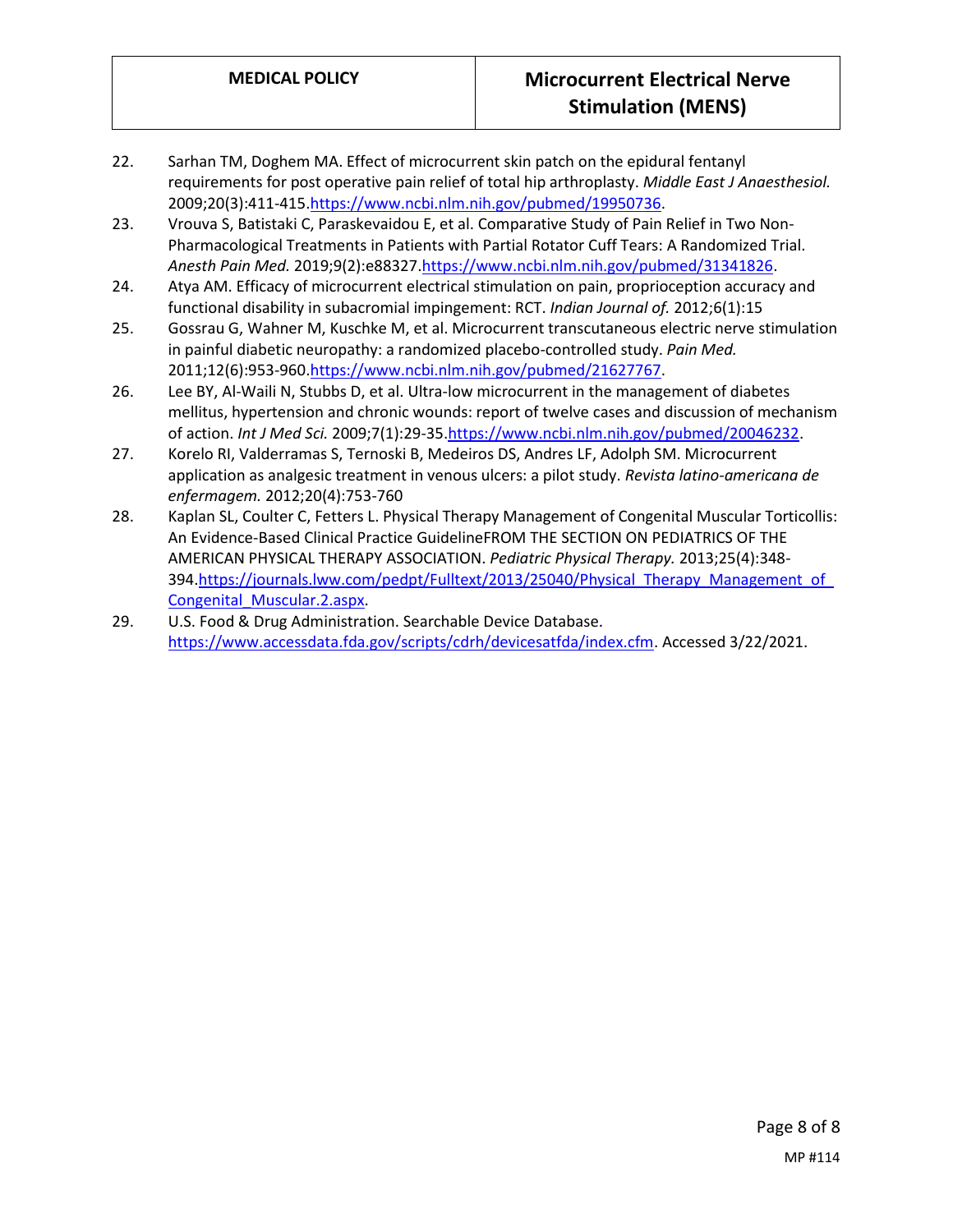22. Sarhan TM, Doghem MA. Effect of microcurrent skin patch on the epidural fentanyl requirements for post operative pain relief of total hip arthroplasty. *Middle East J Anaesthesiol.* 2009;20(3):411-415.https://www.ncbi.nlm.nih.gov/pubmed/19950736.
23. Vrouva S, Batistaki C, Paraskevaidou E, et al. Comparative Study of Pain Relief in Two Non-Pharmacological Treatments in Patients with Partial Rotator Cuff Tears: A Randomized Trial. *Anesth Pain Med.* 2019;9(2):e88327.https://www.ncbi.nlm.nih.gov/pubmed/31341826.
24. Atya AM. Efficacy of microcurrent electrical stimulation on pain, proprioception accuracy and functional disability in subacromial impingement: RCT. *Indian Journal of.* 2012;6(1):15
25. Gossrau G, Wahner M, Kuschke M, et al. Microcurrent transcutaneous electric nerve stimulation in painful diabetic neuropathy: a randomized placebo-controlled study. *Pain Med.* 2011;12(6):953-960.https://www.ncbi.nlm.nih.gov/pubmed/21627767.
26. Lee BY, Al-Waili N, Stubbs D, et al. Ultra-low microcurrent in the management of diabetes mellitus, hypertension and chronic wounds: report of twelve cases and discussion of mechanism of action. *Int J Med Sci.* 2009;7(1):29-35.https://www.ncbi.nlm.nih.gov/pubmed/20046232.
27. Korelo RI, Valderramas S, Ternoski B, Medeiros DS, Andres LF, Adolph SM. Microcurrent application as analgesic treatment in venous ulcers: a pilot study. *Revista latino-americana de enfermagem.* 2012;20(4):753-760
28. Kaplan SL, Coulter C, Fetters L. Physical Therapy Management of Congenital Muscular Torticollis: An Evidence-Based Clinical Practice GuidelineFROM THE SECTION ON PEDIATRICS OF THE AMERICAN PHYSICAL THERAPY ASSOCIATION. *Pediatric Physical Therapy.* 2013;25(4):348-394.https://journals.lww.com/pedpt/Fulltext/2013/25040/Physical_Therapy_Management_of_Congenital_Muscular.2.aspx.
29. U.S. Food & Drug Administration. Searchable Device Database. https://www.accessdata.fda.gov/scripts/cdrh/devicesatfda/index.cfm. Accessed 3/22/2021.